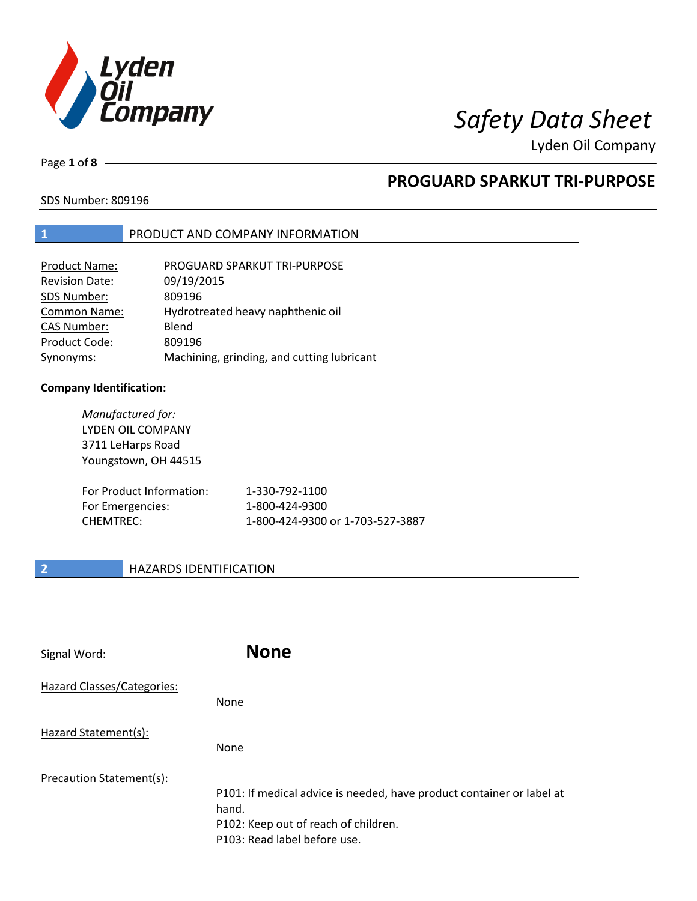# Safety Data Sheet

Lyden Oil Company

## PROGUARD SPARKUT TRI-PURPOSE

SDS Number: 809196

## 1 PRODUCT AND COMPANY INFORMATION

| | |
|---|---|
| Product Name: | PROGUARD SPARKUT TRI-PURPOSE |
| Revision Date: | 09/19/2015 |
| SDS Number: | 809196 |
| Common Name: | Hydrotreated heavy naphthenic oil |
| CAS Number: | Blend |
| Product Code: | 809196 |
| Synonyms: | Machining, grinding, and cutting lubricant |

**Company Identification:**

*Manufactured for:*
LYDEN OIL COMPANY
3711 LeHarps Road
Youngstown, OH 44515

| | |
|---|---|
| For Product Information: | 1-330-792-1100 |
| For Emergencies: | 1-800-424-9300 |
| CHEMTREC: | 1-800-424-9300 or 1-703-527-3887 |

## 2 HAZARDS IDENTIFICATION

Signal Word: **None**

Hazard Classes/Categories:

None

Hazard Statement(s):

None

Precaution Statement(s):

P101: If medical advice is needed, have product container or label at hand.
P102: Keep out of reach of children.
P103: Read label before use.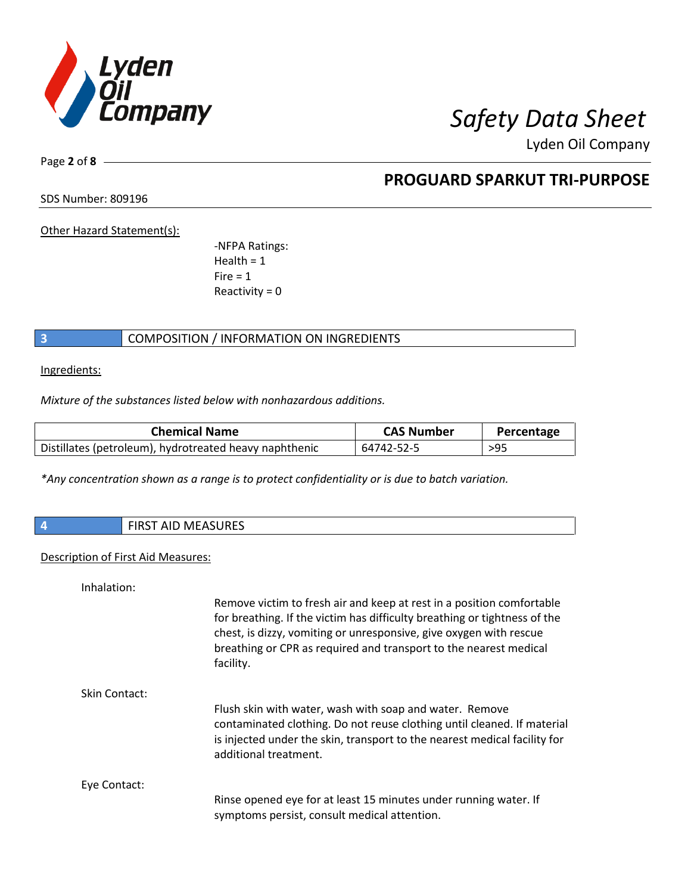Other Hazard Statement(s):

-NFPA Ratings:
Health = 1
Fire = 1
Reactivity = 0

## 3 COMPOSITION / INFORMATION ON INGREDIENTS

Ingredients:

*Mixture of the substances listed below with nonhazardous additions.*

| Chemical Name | CAS Number | Percentage |
|---|---|---|
| Distillates (petroleum), hydrotreated heavy naphthenic | 64742-52-5 | >95 |

*\*Any concentration shown as a range is to protect confidentiality or is due to batch variation.*

## 4 FIRST AID MEASURES

Description of First Aid Measures:

Inhalation:

Remove victim to fresh air and keep at rest in a position comfortable for breathing. If the victim has difficulty breathing or tightness of the chest, is dizzy, vomiting or unresponsive, give oxygen with rescue breathing or CPR as required and transport to the nearest medical facility.

Skin Contact:

Flush skin with water, wash with soap and water. Remove contaminated clothing. Do not reuse clothing until cleaned. If material is injected under the skin, transport to the nearest medical facility for additional treatment.

Eye Contact:

Rinse opened eye for at least 15 minutes under running water. If symptoms persist, consult medical attention.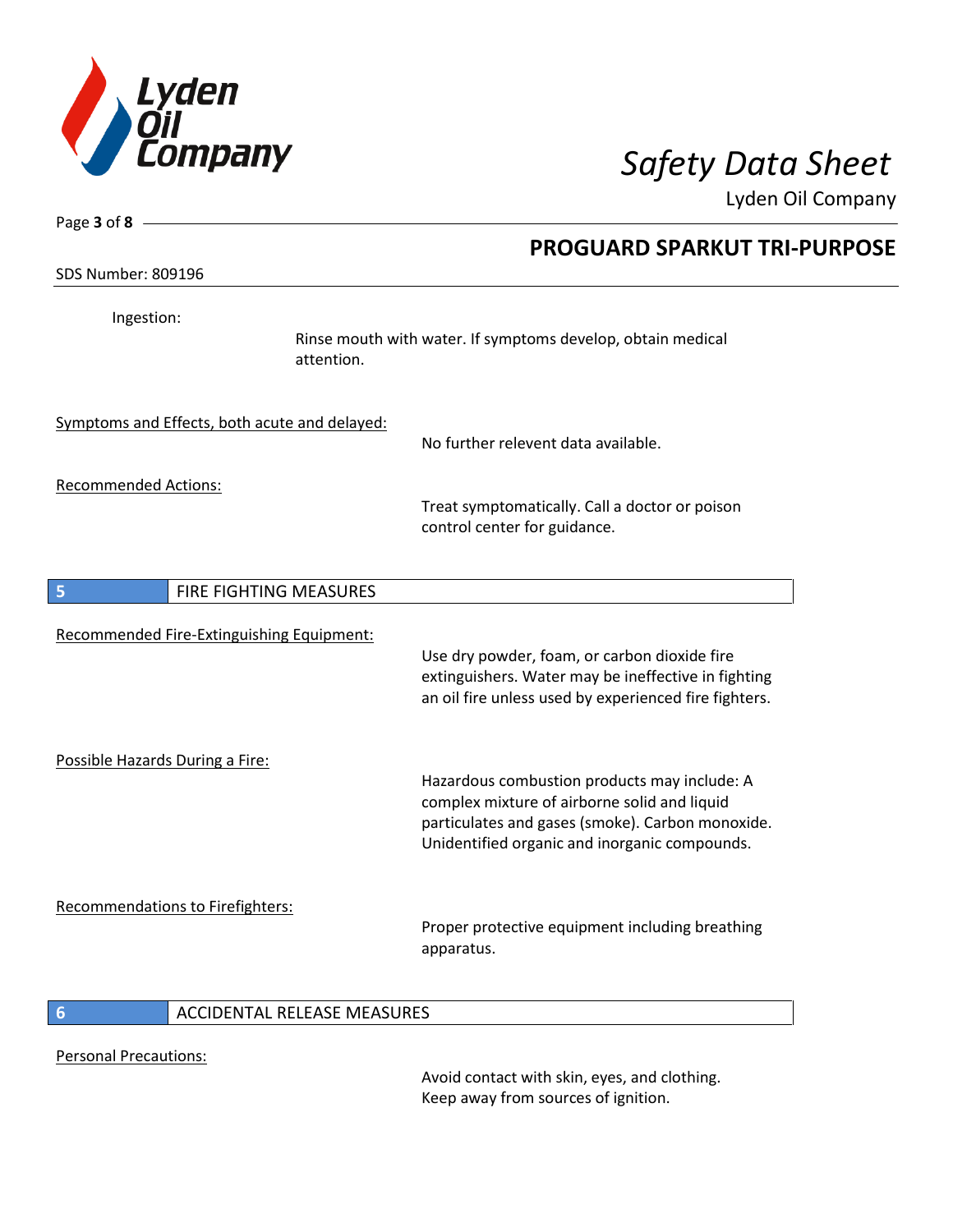Ingestion:

Rinse mouth with water. If symptoms develop, obtain medical attention.

Symptoms and Effects, both acute and delayed:

No further relevent data available.

Recommended Actions:

Treat symptomatically. Call a doctor or poison control center for guidance.

## 5 FIRE FIGHTING MEASURES

Recommended Fire-Extinguishing Equipment:

Use dry powder, foam, or carbon dioxide fire extinguishers. Water may be ineffective in fighting an oil fire unless used by experienced fire fighters.

Possible Hazards During a Fire:

Hazardous combustion products may include: A complex mixture of airborne solid and liquid particulates and gases (smoke). Carbon monoxide. Unidentified organic and inorganic compounds.

Recommendations to Firefighters:

Proper protective equipment including breathing apparatus.

## 6 ACCIDENTAL RELEASE MEASURES

Personal Precautions:

Avoid contact with skin, eyes, and clothing. Keep away from sources of ignition.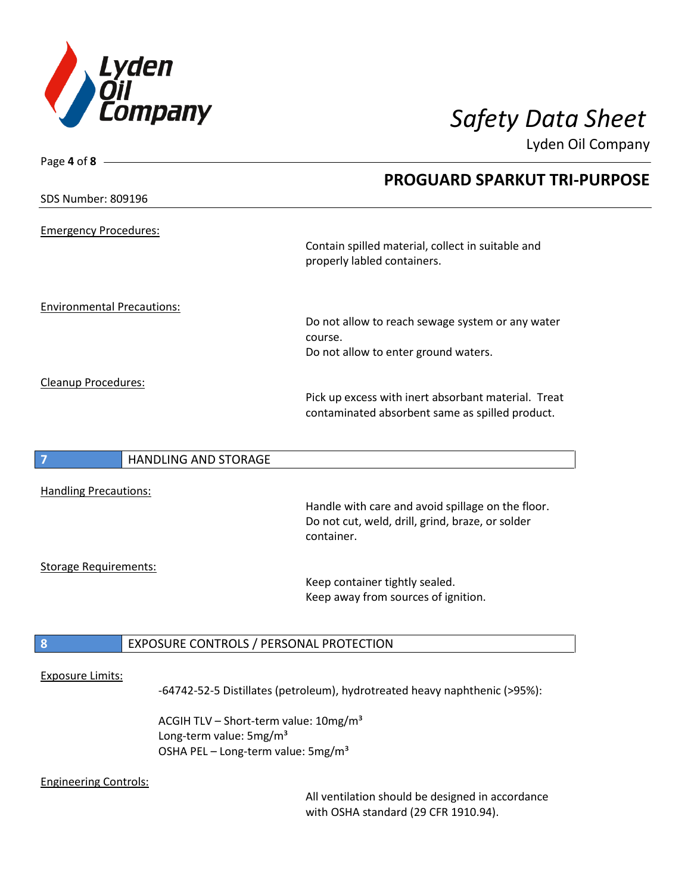## PROGUARD SPARKUT TRI-PURPOSE

SDS Number: 809196

Emergency Procedures:

Contain spilled material, collect in suitable and properly labled containers.

Environmental Precautions:

Do not allow to reach sewage system or any water course.
Do not allow to enter ground waters.

Cleanup Procedures:

Pick up excess with inert absorbant material. Treat contaminated absorbent same as spilled product.

## 7 HANDLING AND STORAGE

Handling Precautions:

Handle with care and avoid spillage on the floor.
Do not cut, weld, drill, grind, braze, or solder container.

Storage Requirements:

Keep container tightly sealed.
Keep away from sources of ignition.

## 8 EXPOSURE CONTROLS / PERSONAL PROTECTION

Exposure Limits:

-64742-52-5 Distillates (petroleum), hydrotreated heavy naphthenic (>95%):

ACGIH TLV – Short-term value: 10mg/m³
Long-term value: 5mg/m³
OSHA PEL – Long-term value: 5mg/m³

Engineering Controls:

All ventilation should be designed in accordance with OSHA standard (29 CFR 1910.94).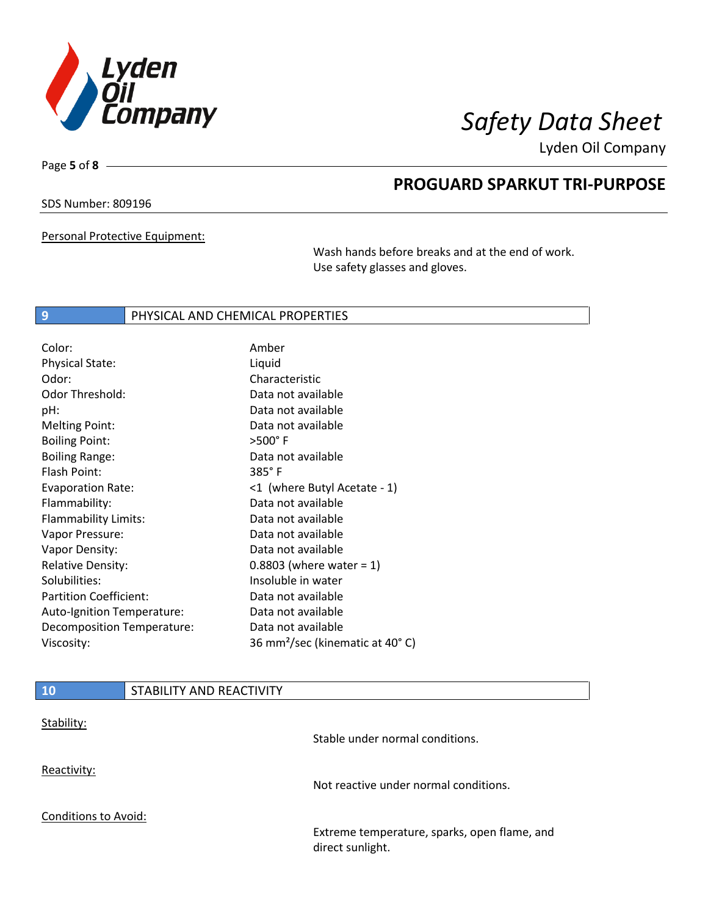## Personal Protective Equipment:

Wash hands before breaks and at the end of work.
Use safety glasses and gloves.

## 9 PHYSICAL AND CHEMICAL PROPERTIES

| | |
|---|---|
| Color: | Amber |
| Physical State: | Liquid |
| Odor: | Characteristic |
| Odor Threshold: | Data not available |
| pH: | Data not available |
| Melting Point: | Data not available |
| Boiling Point: | >500° F |
| Boiling Range: | Data not available |
| Flash Point: | 385° F |
| Evaporation Rate: | <1 (where Butyl Acetate - 1) |
| Flammability: | Data not available |
| Flammability Limits: | Data not available |
| Vapor Pressure: | Data not available |
| Vapor Density: | Data not available |
| Relative Density: | 0.8803 (where water = 1) |
| Solubilities: | Insoluble in water |
| Partition Coefficient: | Data not available |
| Auto-Ignition Temperature: | Data not available |
| Decomposition Temperature: | Data not available |
| Viscosity: | 36 $mm^2$/sec (kinematic at 40° C) |

## 10 STABILITY AND REACTIVITY

### Stability:

Stable under normal conditions.

### Reactivity:

Not reactive under normal conditions.

### Conditions to Avoid:

Extreme temperature, sparks, open flame, and direct sunlight.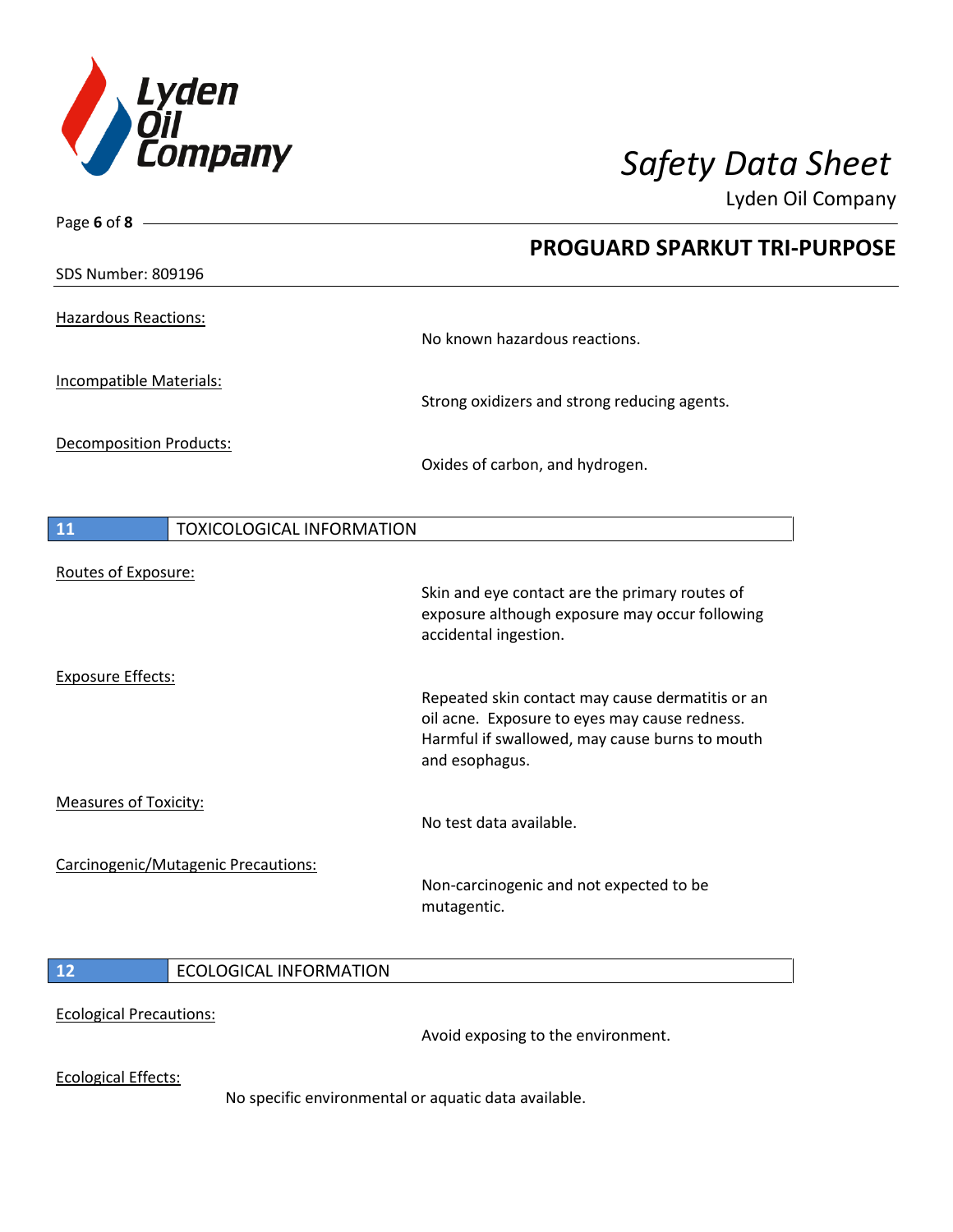SDS Number: 809196

Hazardous Reactions:
No known hazardous reactions.

Incompatible Materials:
Strong oxidizers and strong reducing agents.

Decomposition Products:
Oxides of carbon, and hydrogen.

## 11 TOXICOLOGICAL INFORMATION

Routes of Exposure:
Skin and eye contact are the primary routes of exposure although exposure may occur following accidental ingestion.

Exposure Effects:
Repeated skin contact may cause dermatitis or an oil acne. Exposure to eyes may cause redness. Harmful if swallowed, may cause burns to mouth and esophagus.

Measures of Toxicity:
No test data available.

Carcinogenic/Mutagenic Precautions:
Non-carcinogenic and not expected to be mutagentic.

## 12 ECOLOGICAL INFORMATION

Ecological Precautions:
Avoid exposing to the environment.

Ecological Effects:
No specific environmental or aquatic data available.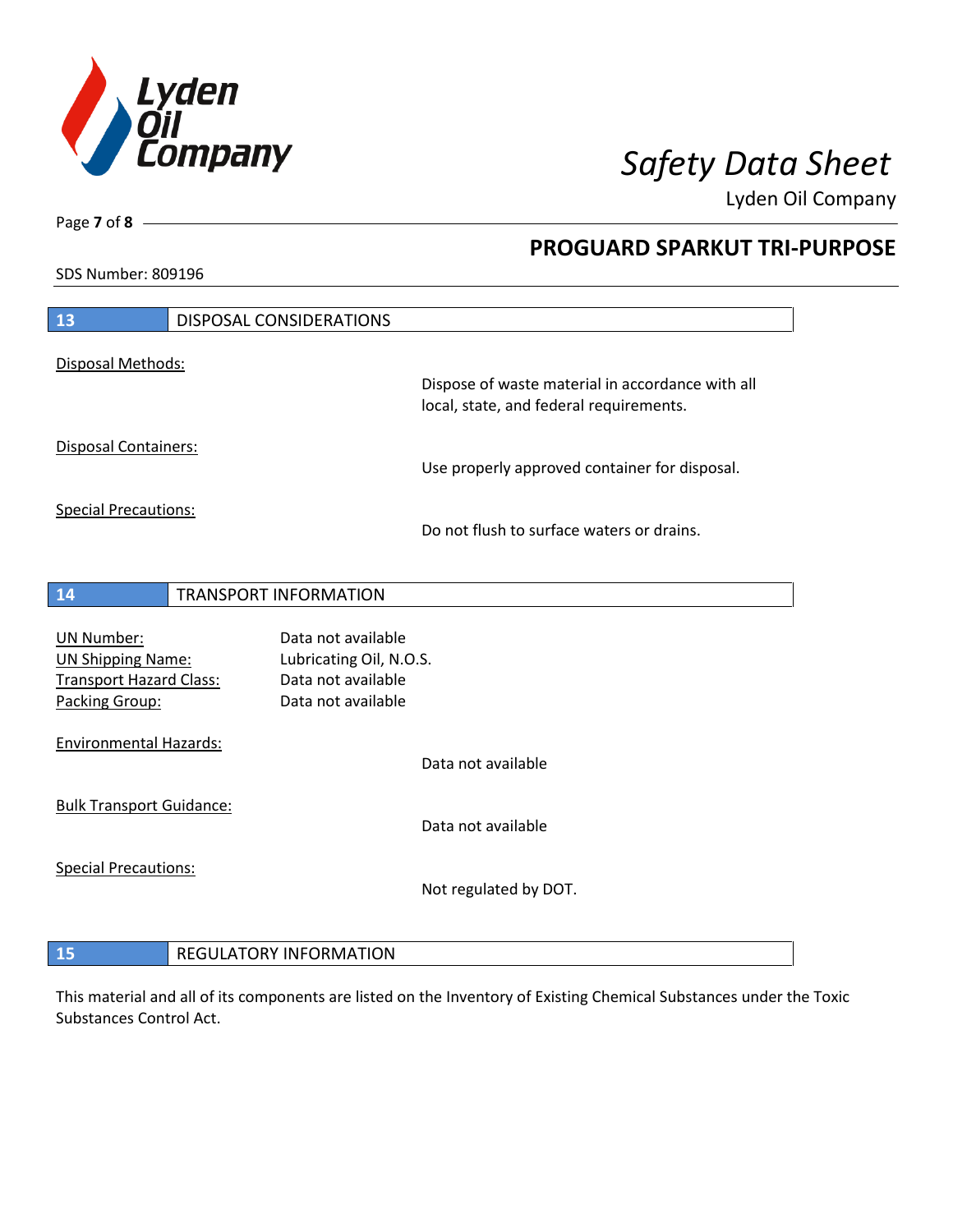## 13 DISPOSAL CONSIDERATIONS

Disposal Methods:

Dispose of waste material in accordance with all local, state, and federal requirements.

Disposal Containers:

Use properly approved container for disposal.

Special Precautions:

Do not flush to surface waters or drains.

## 14 TRANSPORT INFORMATION

| | |
|---|---|
| UN Number: | Data not available |
| UN Shipping Name: | Lubricating Oil, N.O.S. |
| Transport Hazard Class: | Data not available |
| Packing Group: | Data not available |

Environmental Hazards:

Data not available

Bulk Transport Guidance:

Data not available

Special Precautions:

Not regulated by DOT.

## 15 REGULATORY INFORMATION

This material and all of its components are listed on the Inventory of Existing Chemical Substances under the Toxic Substances Control Act.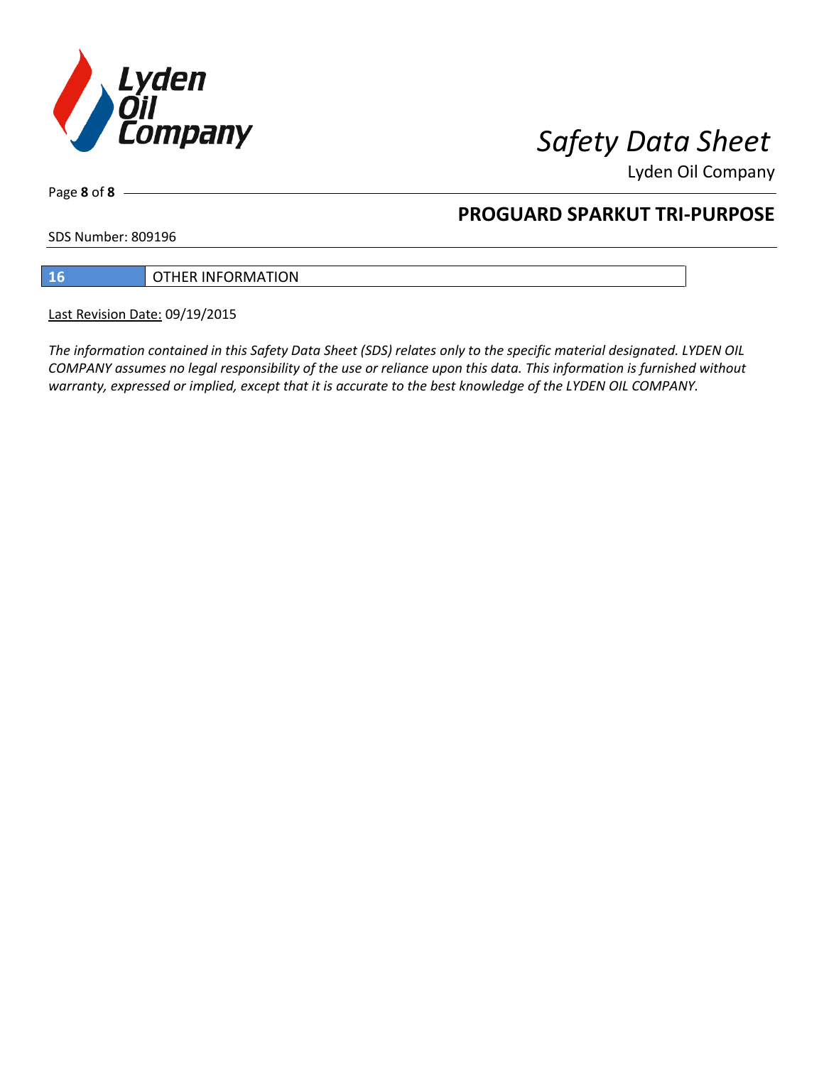## 16 OTHER INFORMATION

Last Revision Date: 09/19/2015

*The information contained in this Safety Data Sheet (SDS) relates only to the specific material designated. LYDEN OIL COMPANY assumes no legal responsibility of the use or reliance upon this data. This information is furnished without warranty, expressed or implied, except that it is accurate to the best knowledge of the LYDEN OIL COMPANY.*